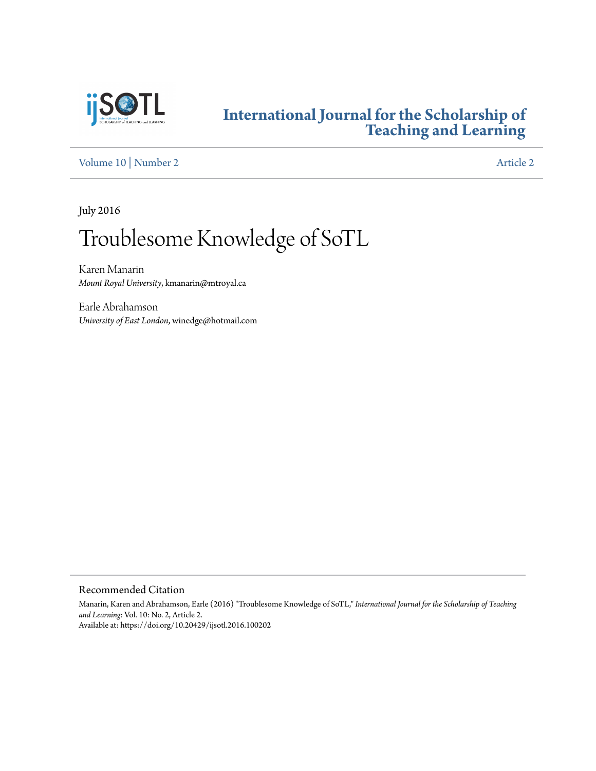# International Journal for the Scholarship of Teaching and Learning

Volume 10 | Number 2 Article 2

July 2016

# Troublesome Knowledge of SoTL

Karen Manarin
*Mount Royal University*, kmanarin@mtroyal.ca

Earle Abrahamson
*University of East London*, winedge@hotmail.com

## Recommended Citation

Manarin, Karen and Abrahamson, Earle (2016) "Troublesome Knowledge of SoTL," *International Journal for the Scholarship of Teaching and Learning*: Vol. 10: No. 2, Article 2.
Available at: https://doi.org/10.20429/ijsotl.2016.100202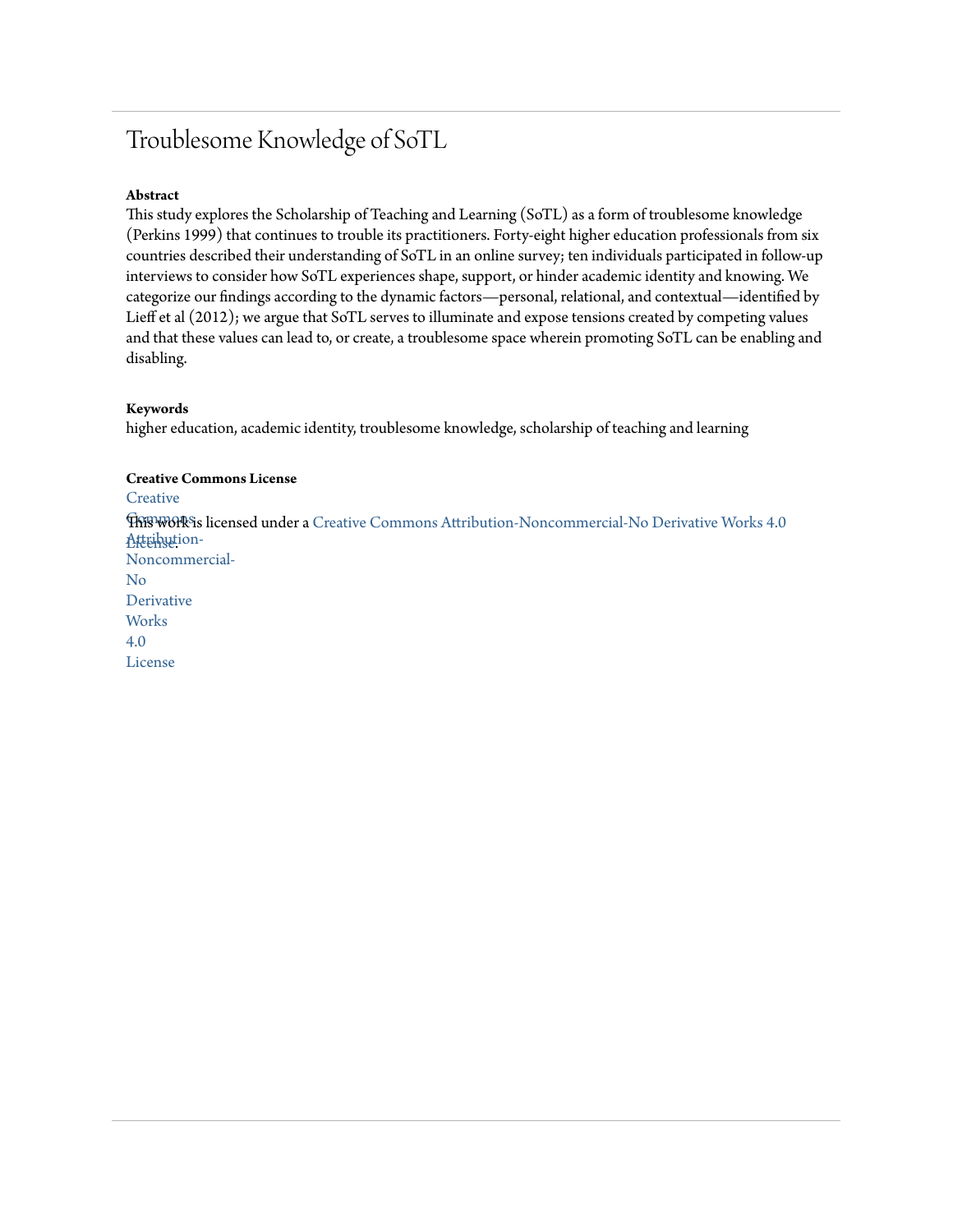# Troublesome Knowledge of SoTL

**Abstract**

This study explores the Scholarship of Teaching and Learning (SoTL) as a form of troublesome knowledge (Perkins 1999) that continues to trouble its practitioners. Forty-eight higher education professionals from six countries described their understanding of SoTL in an online survey; ten individuals participated in follow-up interviews to consider how SoTL experiences shape, support, or hinder academic identity and knowing. We categorize our findings according to the dynamic factors—personal, relational, and contextual—identified by Lieff et al (2012); we argue that SoTL serves to illuminate and expose tensions created by competing values and that these values can lead to, or create, a troublesome space wherein promoting SoTL can be enabling and disabling.

**Keywords**

higher education, academic identity, troublesome knowledge, scholarship of teaching and learning

**Creative Commons License**

This work is licensed under a Creative Commons Attribution-Noncommercial-No Derivative Works 4.0 License.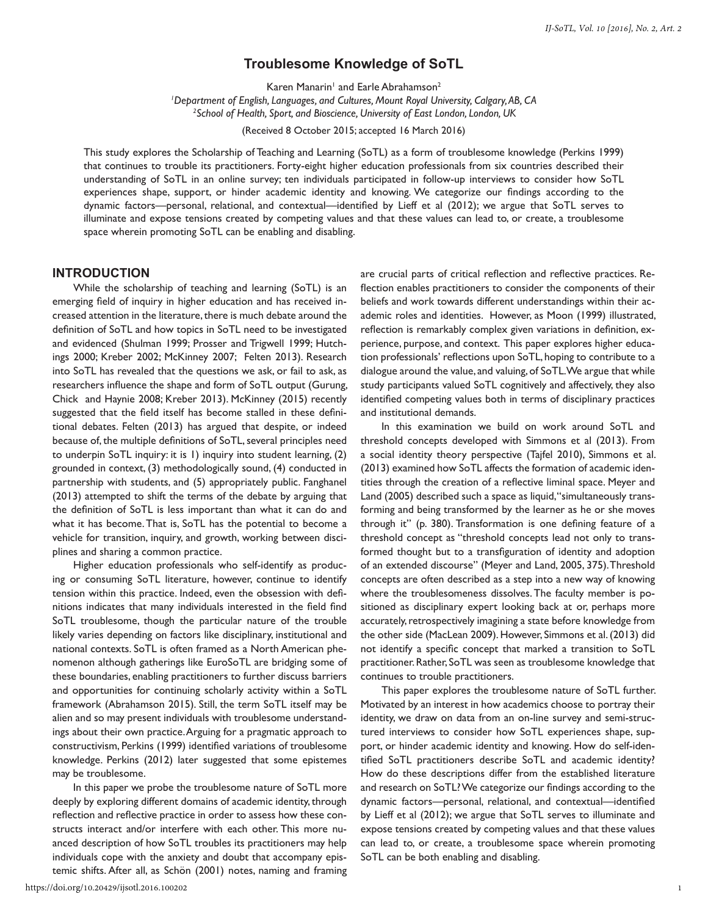# Troublesome Knowledge of SoTL

Karen Manarin[1] and Earle Abrahamson[2]

[1]*Department of English, Languages, and Cultures, Mount Royal University, Calgary, AB, CA*

[2]*School of Health, Sport, and Bioscience, University of East London, London, UK*

(Received 8 October 2015; accepted 16 March 2016)

This study explores the Scholarship of Teaching and Learning (SoTL) as a form of troublesome knowledge (Perkins 1999) that continues to trouble its practitioners. Forty-eight higher education professionals from six countries described their understanding of SoTL in an online survey; ten individuals participated in follow-up interviews to consider how SoTL experiences shape, support, or hinder academic identity and knowing. We categorize our findings according to the dynamic factors—personal, relational, and contextual—identified by Lieff et al (2012); we argue that SoTL serves to illuminate and expose tensions created by competing values and that these values can lead to, or create, a troublesome space wherein promoting SoTL can be enabling and disabling.

## INTRODUCTION

While the scholarship of teaching and learning (SoTL) is an emerging field of inquiry in higher education and has received increased attention in the literature, there is much debate around the definition of SoTL and how topics in SoTL need to be investigated and evidenced (Shulman 1999; Prosser and Trigwell 1999; Hutchings 2000; Kreber 2002; McKinney 2007; Felten 2013). Research into SoTL has revealed that the questions we ask, or fail to ask, as researchers influence the shape and form of SoTL output (Gurung, Chick and Haynie 2008; Kreber 2013). McKinney (2015) recently suggested that the field itself has become stalled in these definitional debates. Felten (2013) has argued that despite, or indeed because of, the multiple definitions of SoTL, several principles need to underpin SoTL inquiry: it is 1) inquiry into student learning, (2) grounded in context, (3) methodologically sound, (4) conducted in partnership with students, and (5) appropriately public. Fanghanel (2013) attempted to shift the terms of the debate by arguing that the definition of SoTL is less important than what it can do and what it has become. That is, SoTL has the potential to become a vehicle for transition, inquiry, and growth, working between disciplines and sharing a common practice.

Higher education professionals who self-identify as producing or consuming SoTL literature, however, continue to identify tension within this practice. Indeed, even the obsession with definitions indicates that many individuals interested in the field find SoTL troublesome, though the particular nature of the trouble likely varies depending on factors like disciplinary, institutional and national contexts. SoTL is often framed as a North American phenomenon although gatherings like EuroSoTL are bridging some of these boundaries, enabling practitioners to further discuss barriers and opportunities for continuing scholarly activity within a SoTL framework (Abrahamson 2015). Still, the term SoTL itself may be alien and so may present individuals with troublesome understandings about their own practice. Arguing for a pragmatic approach to constructivism, Perkins (1999) identified variations of troublesome knowledge. Perkins (2012) later suggested that some epistemes may be troublesome.

In this paper we probe the troublesome nature of SoTL more deeply by exploring different domains of academic identity, through reflection and reflective practice in order to assess how these constructs interact and/or interfere with each other. This more nuanced description of how SoTL troubles its practitioners may help individuals cope with the anxiety and doubt that accompany epistemic shifts. After all, as Schön (2001) notes, naming and framing are crucial parts of critical reflection and reflective practices. Reflection enables practitioners to consider the components of their beliefs and work towards different understandings within their academic roles and identities. However, as Moon (1999) illustrated, reflection is remarkably complex given variations in definition, experience, purpose, and context. This paper explores higher education professionals' reflections upon SoTL, hoping to contribute to a dialogue around the value, and valuing, of SoTL. We argue that while study participants valued SoTL cognitively and affectively, they also identified competing values both in terms of disciplinary practices and institutional demands.

In this examination we build on work around SoTL and threshold concepts developed with Simmons et al (2013). From a social identity theory perspective (Tajfel 2010), Simmons et al. (2013) examined how SoTL affects the formation of academic identities through the creation of a reflective liminal space. Meyer and Land (2005) described such a space as liquid, "simultaneously transforming and being transformed by the learner as he or she moves through it" (p. 380). Transformation is one defining feature of a threshold concept as "threshold concepts lead not only to transformed thought but to a transfiguration of identity and adoption of an extended discourse" (Meyer and Land, 2005, 375). Threshold concepts are often described as a step into a new way of knowing where the troublesomeness dissolves. The faculty member is positioned as disciplinary expert looking back at or, perhaps more accurately, retrospectively imagining a state before knowledge from the other side (MacLean 2009). However, Simmons et al. (2013) did not identify a specific concept that marked a transition to SoTL practitioner. Rather, SoTL was seen as troublesome knowledge that continues to trouble practitioners.

This paper explores the troublesome nature of SoTL further. Motivated by an interest in how academics choose to portray their identity, we draw on data from an on-line survey and semi-structured interviews to consider how SoTL experiences shape, support, or hinder academic identity and knowing. How do self-identified SoTL practitioners describe SoTL and academic identity? How do these descriptions differ from the established literature and research on SoTL? We categorize our findings according to the dynamic factors—personal, relational, and contextual—identified by Lieff et al (2012); we argue that SoTL serves to illuminate and expose tensions created by competing values and that these values can lead to, or create, a troublesome space wherein promoting SoTL can be both enabling and disabling.

https://doi.org/10.20429/ijsotl.2016.100202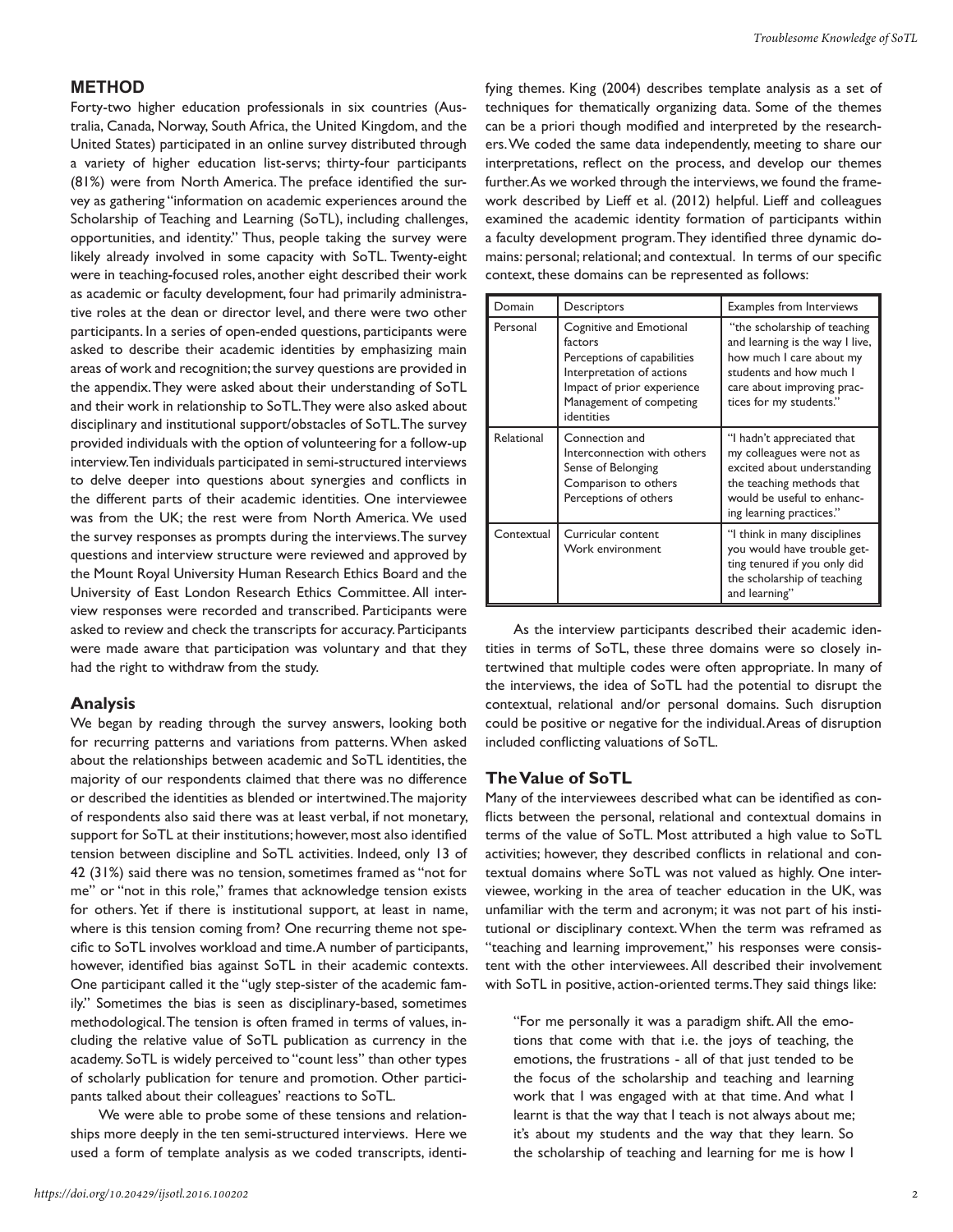## METHOD

Forty-two higher education professionals in six countries (Australia, Canada, Norway, South Africa, the United Kingdom, and the United States) participated in an online survey distributed through a variety of higher education list-servs; thirty-four participants (81%) were from North America. The preface identified the survey as gathering "information on academic experiences around the Scholarship of Teaching and Learning (SoTL), including challenges, opportunities, and identity." Thus, people taking the survey were likely already involved in some capacity with SoTL. Twenty-eight were in teaching-focused roles, another eight described their work as academic or faculty development, four had primarily administrative roles at the dean or director level, and there were two other participants. In a series of open-ended questions, participants were asked to describe their academic identities by emphasizing main areas of work and recognition; the survey questions are provided in the appendix. They were asked about their understanding of SoTL and their work in relationship to SoTL. They were also asked about disciplinary and institutional support/obstacles of SoTL. The survey provided individuals with the option of volunteering for a follow-up interview. Ten individuals participated in semi-structured interviews to delve deeper into questions about synergies and conflicts in the different parts of their academic identities. One interviewee was from the UK; the rest were from North America. We used the survey responses as prompts during the interviews. The survey questions and interview structure were reviewed and approved by the Mount Royal University Human Research Ethics Board and the University of East London Research Ethics Committee. All interview responses were recorded and transcribed. Participants were asked to review and check the transcripts for accuracy. Participants were made aware that participation was voluntary and that they had the right to withdraw from the study.

### Analysis

We began by reading through the survey answers, looking both for recurring patterns and variations from patterns. When asked about the relationships between academic and SoTL identities, the majority of our respondents claimed that there was no difference or described the identities as blended or intertwined. The majority of respondents also said there was at least verbal, if not monetary, support for SoTL at their institutions; however, most also identified tension between discipline and SoTL activities. Indeed, only 13 of 42 (31%) said there was no tension, sometimes framed as "not for me" or "not in this role," frames that acknowledge tension exists for others. Yet if there is institutional support, at least in name, where is this tension coming from? One recurring theme not specific to SoTL involves workload and time. A number of participants, however, identified bias against SoTL in their academic contexts. One participant called it the "ugly step-sister of the academic family." Sometimes the bias is seen as disciplinary-based, sometimes methodological. The tension is often framed in terms of values, including the relative value of SoTL publication as currency in the academy. SoTL is widely perceived to "count less" than other types of scholarly publication for tenure and promotion. Other participants talked about their colleagues' reactions to SoTL.

We were able to probe some of these tensions and relationships more deeply in the ten semi-structured interviews. Here we used a form of template analysis as we coded transcripts, identifying themes. King (2004) describes template analysis as a set of techniques for thematically organizing data. Some of the themes can be a priori though modified and interpreted by the researchers. We coded the same data independently, meeting to share our interpretations, reflect on the process, and develop our themes further. As we worked through the interviews, we found the framework described by Lieff et al. (2012) helpful. Lieff and colleagues examined the academic identity formation of participants within a faculty development program. They identified three dynamic domains: personal; relational; and contextual. In terms of our specific context, these domains can be represented as follows:

| Domain | Descriptors | Examples from Interviews |
|---|---|---|
| Personal | Cognitive and Emotional factors<br>Perceptions of capabilities<br>Interpretation of actions<br>Impact of prior experience<br>Management of competing identities | "the scholarship of teaching and learning is the way I live, how much I care about my students and how much I care about improving practices for my students." |
| Relational | Connection and Interconnection with others<br>Sense of Belonging<br>Comparison to others<br>Perceptions of others | "I hadn't appreciated that my colleagues were not as excited about understanding the teaching methods that would be useful to enhancing learning practices." |
| Contextual | Curricular content<br>Work environment | "I think in many disciplines you would have trouble getting tenured if you only did the scholarship of teaching and learning" |

As the interview participants described their academic identities in terms of SoTL, these three domains were so closely intertwined that multiple codes were often appropriate. In many of the interviews, the idea of SoTL had the potential to disrupt the contextual, relational and/or personal domains. Such disruption could be positive or negative for the individual. Areas of disruption included conflicting valuations of SoTL.

### The Value of SoTL

Many of the interviewees described what can be identified as conflicts between the personal, relational and contextual domains in terms of the value of SoTL. Most attributed a high value to SoTL activities; however, they described conflicts in relational and contextual domains where SoTL was not valued as highly. One interviewee, working in the area of teacher education in the UK, was unfamiliar with the term and acronym; it was not part of his institutional or disciplinary context. When the term was reframed as "teaching and learning improvement," his responses were consistent with the other interviewees. All described their involvement with SoTL in positive, action-oriented terms. They said things like:

> "For me personally it was a paradigm shift. All the emotions that come with that i.e. the joys of teaching, the emotions, the frustrations - all of that just tended to be the focus of the scholarship and teaching and learning work that I was engaged with at that time. And what I learnt is that the way that I teach is not always about me; it's about my students and the way that they learn. So the scholarship of teaching and learning for me is how I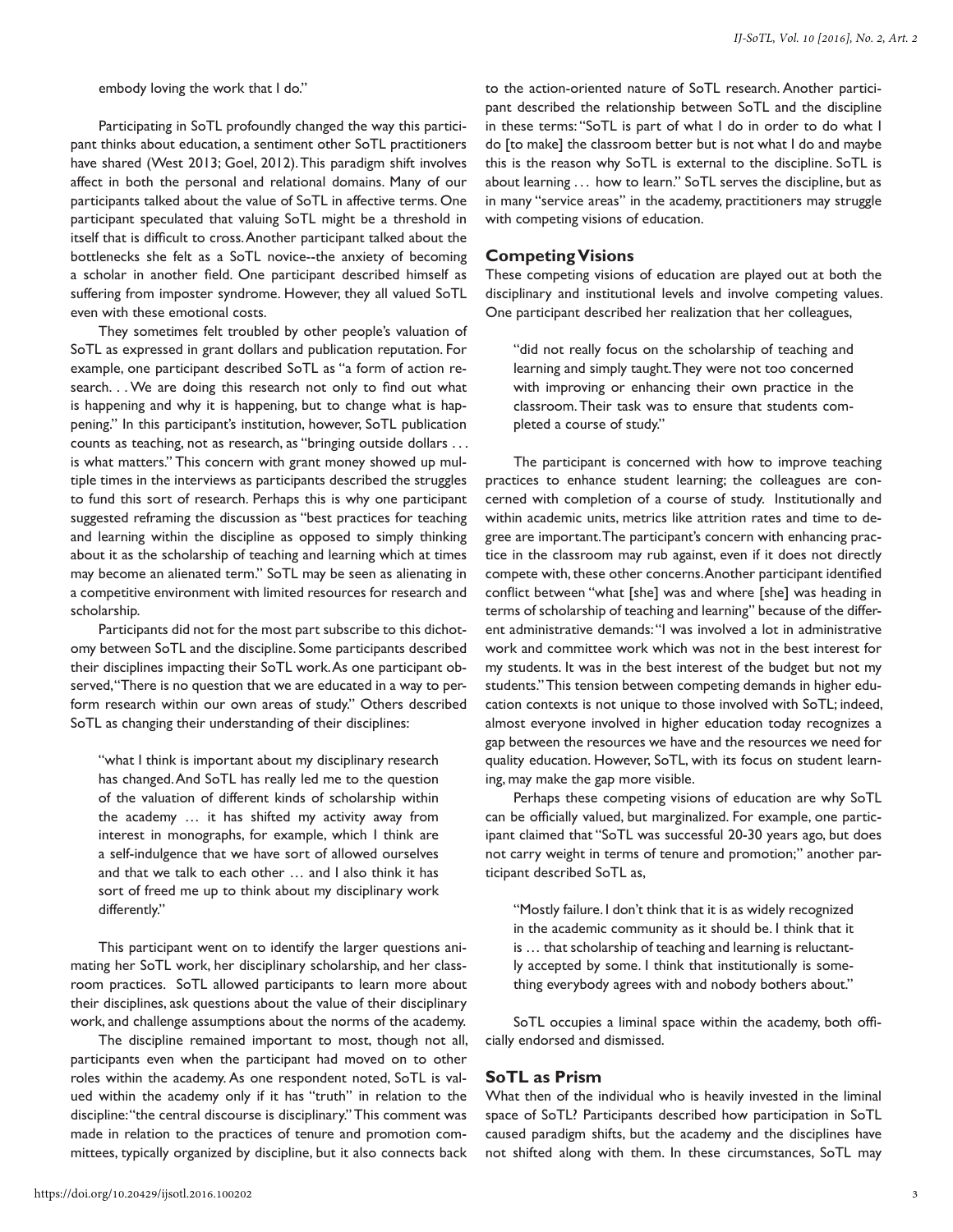embody loving the work that I do."

Participating in SoTL profoundly changed the way this participant thinks about education, a sentiment other SoTL practitioners have shared (West 2013; Goel, 2012). This paradigm shift involves affect in both the personal and relational domains. Many of our participants talked about the value of SoTL in affective terms. One participant speculated that valuing SoTL might be a threshold in itself that is difficult to cross. Another participant talked about the bottlenecks she felt as a SoTL novice--the anxiety of becoming a scholar in another field. One participant described himself as suffering from imposter syndrome. However, they all valued SoTL even with these emotional costs.

They sometimes felt troubled by other people's valuation of SoTL as expressed in grant dollars and publication reputation. For example, one participant described SoTL as "a form of action research. . . We are doing this research not only to find out what is happening and why it is happening, but to change what is happening." In this participant's institution, however, SoTL publication counts as teaching, not as research, as "bringing outside dollars . . . is what matters." This concern with grant money showed up multiple times in the interviews as participants described the struggles to fund this sort of research. Perhaps this is why one participant suggested reframing the discussion as "best practices for teaching and learning within the discipline as opposed to simply thinking about it as the scholarship of teaching and learning which at times may become an alienated term." SoTL may be seen as alienating in a competitive environment with limited resources for research and scholarship.

Participants did not for the most part subscribe to this dichotomy between SoTL and the discipline. Some participants described their disciplines impacting their SoTL work. As one participant observed, "There is no question that we are educated in a way to perform research within our own areas of study." Others described SoTL as changing their understanding of their disciplines:

> "what I think is important about my disciplinary research has changed. And SoTL has really led me to the question of the valuation of different kinds of scholarship within the academy … it has shifted my activity away from interest in monographs, for example, which I think are a self-indulgence that we have sort of allowed ourselves and that we talk to each other … and I also think it has sort of freed me up to think about my disciplinary work differently."

This participant went on to identify the larger questions animating her SoTL work, her disciplinary scholarship, and her classroom practices. SoTL allowed participants to learn more about their disciplines, ask questions about the value of their disciplinary work, and challenge assumptions about the norms of the academy.

The discipline remained important to most, though not all, participants even when the participant had moved on to other roles within the academy. As one respondent noted, SoTL is valued within the academy only if it has "truth" in relation to the discipline: "the central discourse is disciplinary." This comment was made in relation to the practices of tenure and promotion committees, typically organized by discipline, but it also connects back to the action-oriented nature of SoTL research. Another participant described the relationship between SoTL and the discipline in these terms: "SoTL is part of what I do in order to do what I do [to make] the classroom better but is not what I do and maybe this is the reason why SoTL is external to the discipline. SoTL is about learning . . . how to learn." SoTL serves the discipline, but as in many "service areas" in the academy, practitioners may struggle with competing visions of education.

## Competing Visions

These competing visions of education are played out at both the disciplinary and institutional levels and involve competing values. One participant described her realization that her colleagues,

> "did not really focus on the scholarship of teaching and learning and simply taught. They were not too concerned with improving or enhancing their own practice in the classroom. Their task was to ensure that students completed a course of study."

The participant is concerned with how to improve teaching practices to enhance student learning; the colleagues are concerned with completion of a course of study. Institutionally and within academic units, metrics like attrition rates and time to degree are important. The participant's concern with enhancing practice in the classroom may rub against, even if it does not directly compete with, these other concerns. Another participant identified conflict between "what [she] was and where [she] was heading in terms of scholarship of teaching and learning" because of the different administrative demands: "I was involved a lot in administrative work and committee work which was not in the best interest for my students. It was in the best interest of the budget but not my students." This tension between competing demands in higher education contexts is not unique to those involved with SoTL; indeed, almost everyone involved in higher education today recognizes a gap between the resources we have and the resources we need for quality education. However, SoTL, with its focus on student learning, may make the gap more visible.

Perhaps these competing visions of education are why SoTL can be officially valued, but marginalized. For example, one participant claimed that "SoTL was successful 20-30 years ago, but does not carry weight in terms of tenure and promotion;" another participant described SoTL as,

> "Mostly failure. I don't think that it is as widely recognized in the academic community as it should be. I think that it is … that scholarship of teaching and learning is reluctantly accepted by some. I think that institutionally is something everybody agrees with and nobody bothers about."

SoTL occupies a liminal space within the academy, both officially endorsed and dismissed.

## SoTL as Prism

What then of the individual who is heavily invested in the liminal space of SoTL? Participants described how participation in SoTL caused paradigm shifts, but the academy and the disciplines have not shifted along with them. In these circumstances, SoTL may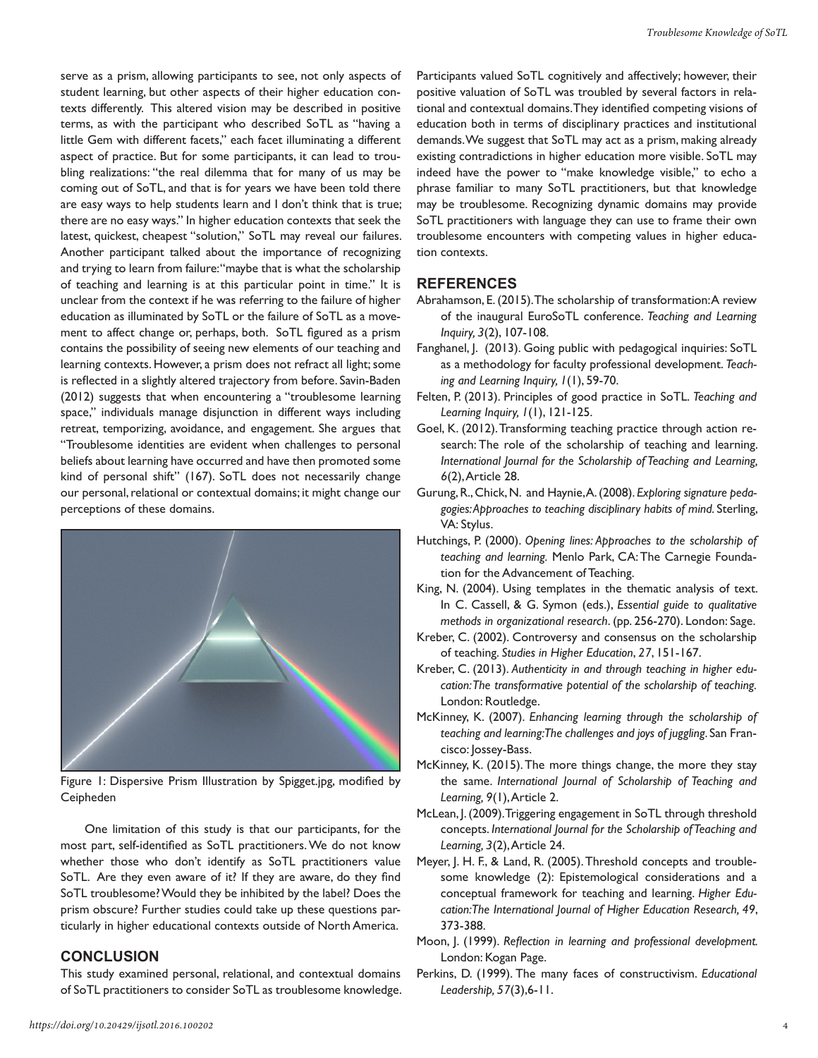serve as a prism, allowing participants to see, not only aspects of student learning, but other aspects of their higher education contexts differently. This altered vision may be described in positive terms, as with the participant who described SoTL as "having a little Gem with different facets," each facet illuminating a different aspect of practice. But for some participants, it can lead to troubling realizations: "the real dilemma that for many of us may be coming out of SoTL, and that is for years we have been told there are easy ways to help students learn and I don't think that is true; there are no easy ways." In higher education contexts that seek the latest, quickest, cheapest "solution," SoTL may reveal our failures. Another participant talked about the importance of recognizing and trying to learn from failure: "maybe that is what the scholarship of teaching and learning is at this particular point in time." It is unclear from the context if he was referring to the failure of higher education as illuminated by SoTL or the failure of SoTL as a movement to affect change or, perhaps, both. SoTL figured as a prism contains the possibility of seeing new elements of our teaching and learning contexts. However, a prism does not refract all light; some is reflected in a slightly altered trajectory from before. Savin-Baden (2012) suggests that when encountering a "troublesome learning space," individuals manage disjunction in different ways including retreat, temporizing, avoidance, and engagement. She argues that "Troublesome identities are evident when challenges to personal beliefs about learning have occurred and have then promoted some kind of personal shift" (167). SoTL does not necessarily change our personal, relational or contextual domains; it might change our perceptions of these domains.

Figure 1: Dispersive Prism Illustration by Spigget.jpg, modified by Ceipheden

One limitation of this study is that our participants, for the most part, self-identified as SoTL practitioners. We do not know whether those who don't identify as SoTL practitioners value SoTL. Are they even aware of it? If they are aware, do they find SoTL troublesome? Would they be inhibited by the label? Does the prism obscure? Further studies could take up these questions particularly in higher educational contexts outside of North America.

## CONCLUSION

This study examined personal, relational, and contextual domains of SoTL practitioners to consider SoTL as troublesome knowledge. Participants valued SoTL cognitively and affectively; however, their positive valuation of SoTL was troubled by several factors in relational and contextual domains. They identified competing visions of education both in terms of disciplinary practices and institutional demands. We suggest that SoTL may act as a prism, making already existing contradictions in higher education more visible. SoTL may indeed have the power to "make knowledge visible," to echo a phrase familiar to many SoTL practitioners, but that knowledge may be troublesome. Recognizing dynamic domains may provide SoTL practitioners with language they can use to frame their own troublesome encounters with competing values in higher education contexts.

## REFERENCES

Abrahamson, E. (2015). The scholarship of transformation: A review of the inaugural EuroSoTL conference. *Teaching and Learning Inquiry, 3*(2), 107-108.

Fanghanel, J. (2013). Going public with pedagogical inquiries: SoTL as a methodology for faculty professional development. *Teaching and Learning Inquiry, 1*(1), 59-70.

Felten, P. (2013). Principles of good practice in SoTL. *Teaching and Learning Inquiry, 1*(1), 121-125.

Goel, K. (2012). Transforming teaching practice through action research: The role of the scholarship of teaching and learning. *International Journal for the Scholarship of Teaching and Learning, 6*(2), Article 28.

Gurung, R., Chick, N. and Haynie, A. (2008). *Exploring signature pedagogies: Approaches to teaching disciplinary habits of mind.* Sterling, VA: Stylus.

Hutchings, P. (2000). *Opening lines: Approaches to the scholarship of teaching and learning.* Menlo Park, CA: The Carnegie Foundation for the Advancement of Teaching.

King, N. (2004). Using templates in the thematic analysis of text. In C. Cassell, & G. Symon (eds.), *Essential guide to qualitative methods in organizational research*. (pp. 256-270). London: Sage.

Kreber, C. (2002). Controversy and consensus on the scholarship of teaching. *Studies in Higher Education*, *27*, 151-167.

Kreber, C. (2013). *Authenticity in and through teaching in higher education: The transformative potential of the scholarship of teaching.* London: Routledge.

McKinney, K. (2007). *Enhancing learning through the scholarship of teaching and learning: The challenges and joys of juggling*. San Francisco: Jossey-Bass.

McKinney, K. (2015). The more things change, the more they stay the same. *International Journal of Scholarship of Teaching and Learning, 9*(1), Article 2.

McLean, J. (2009). Triggering engagement in SoTL through threshold concepts. *International Journal for the Scholarship of Teaching and Learning, 3*(2), Article 24.

Meyer, J. H. F., & Land, R. (2005). Threshold concepts and troublesome knowledge (2): Epistemological considerations and a conceptual framework for teaching and learning. *Higher Education: The International Journal of Higher Education Research, 49*, 373-388.

Moon, J. (1999). *Reflection in learning and professional development.* London: Kogan Page.

Perkins, D. (1999). The many faces of constructivism. *Educational Leadership, 57*(3), 6-11.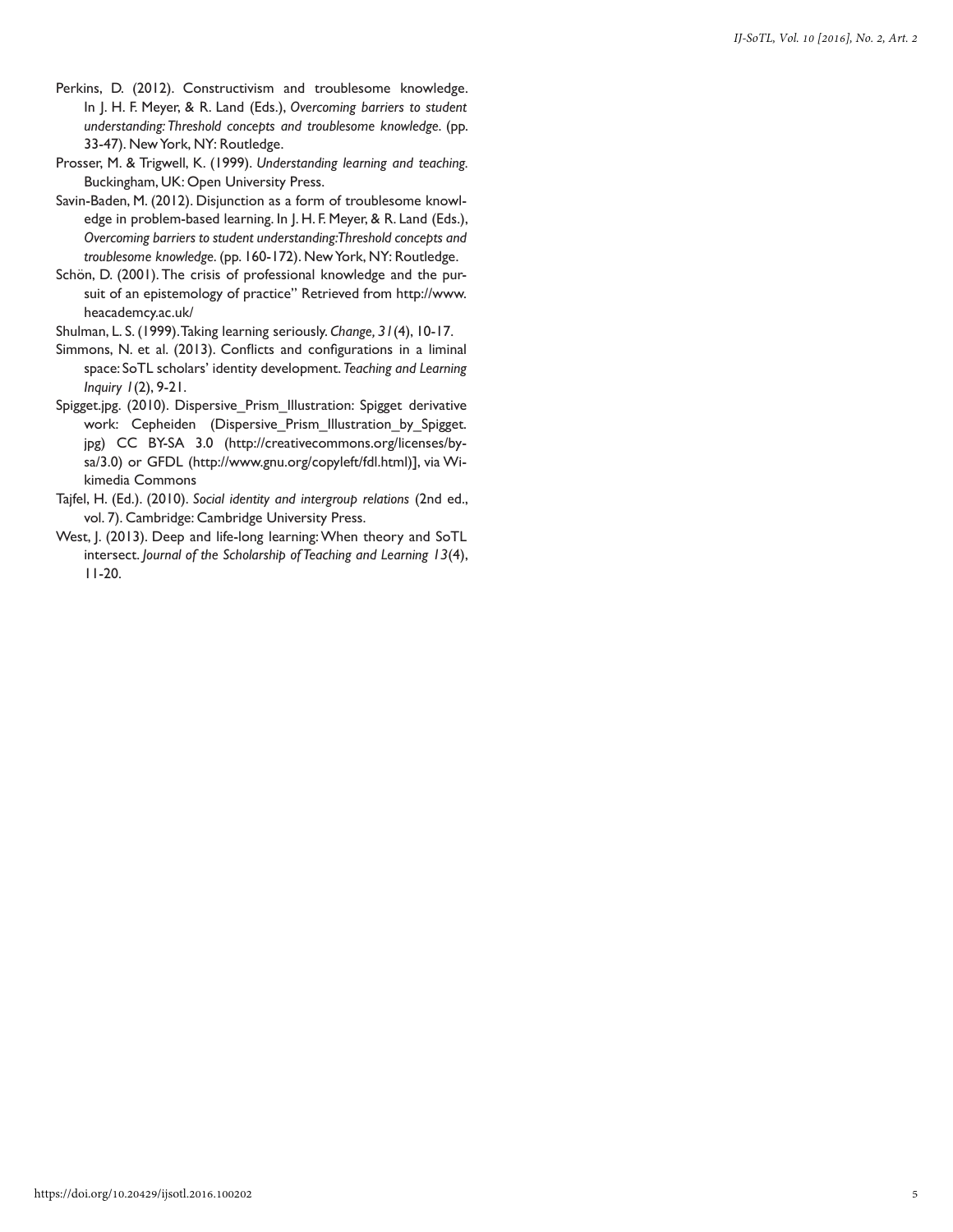Perkins, D. (2012). Constructivism and troublesome knowledge. In J. H. F. Meyer, & R. Land (Eds.), *Overcoming barriers to student understanding: Threshold concepts and troublesome knowledge*. (pp. 33-47). New York, NY: Routledge.

Prosser, M. & Trigwell, K. (1999). *Understanding learning and teaching*. Buckingham, UK: Open University Press.

Savin-Baden, M. (2012). Disjunction as a form of troublesome knowledge in problem-based learning. In J. H. F. Meyer, & R. Land (Eds.), *Overcoming barriers to student understanding:Threshold concepts and troublesome knowledge*. (pp. 160-172). New York, NY: Routledge.

Schön, D. (2001). The crisis of professional knowledge and the pursuit of an epistemology of practice" Retrieved from http://www.heacademcy.ac.uk/

Shulman, L. S. (1999). Taking learning seriously. *Change, 31*(4), 10-17.

Simmons, N. et al. (2013). Conflicts and configurations in a liminal space: SoTL scholars' identity development. *Teaching and Learning Inquiry 1*(2), 9-21.

Spigget.jpg. (2010). Dispersive_Prism_Illustration: Spigget derivative work: Cepheiden (Dispersive_Prism_Illustration_by_Spigget.jpg) CC BY-SA 3.0 (http://creativecommons.org/licenses/by-sa/3.0) or GFDL (http://www.gnu.org/copyleft/fdl.html)], via Wikimedia Commons

Tajfel, H. (Ed.). (2010). *Social identity and intergroup relations* (2nd ed., vol. 7). Cambridge: Cambridge University Press.

West, J. (2013). Deep and life-long learning: When theory and SoTL intersect. *Journal of the Scholarship of Teaching and Learning 13*(4), 11-20.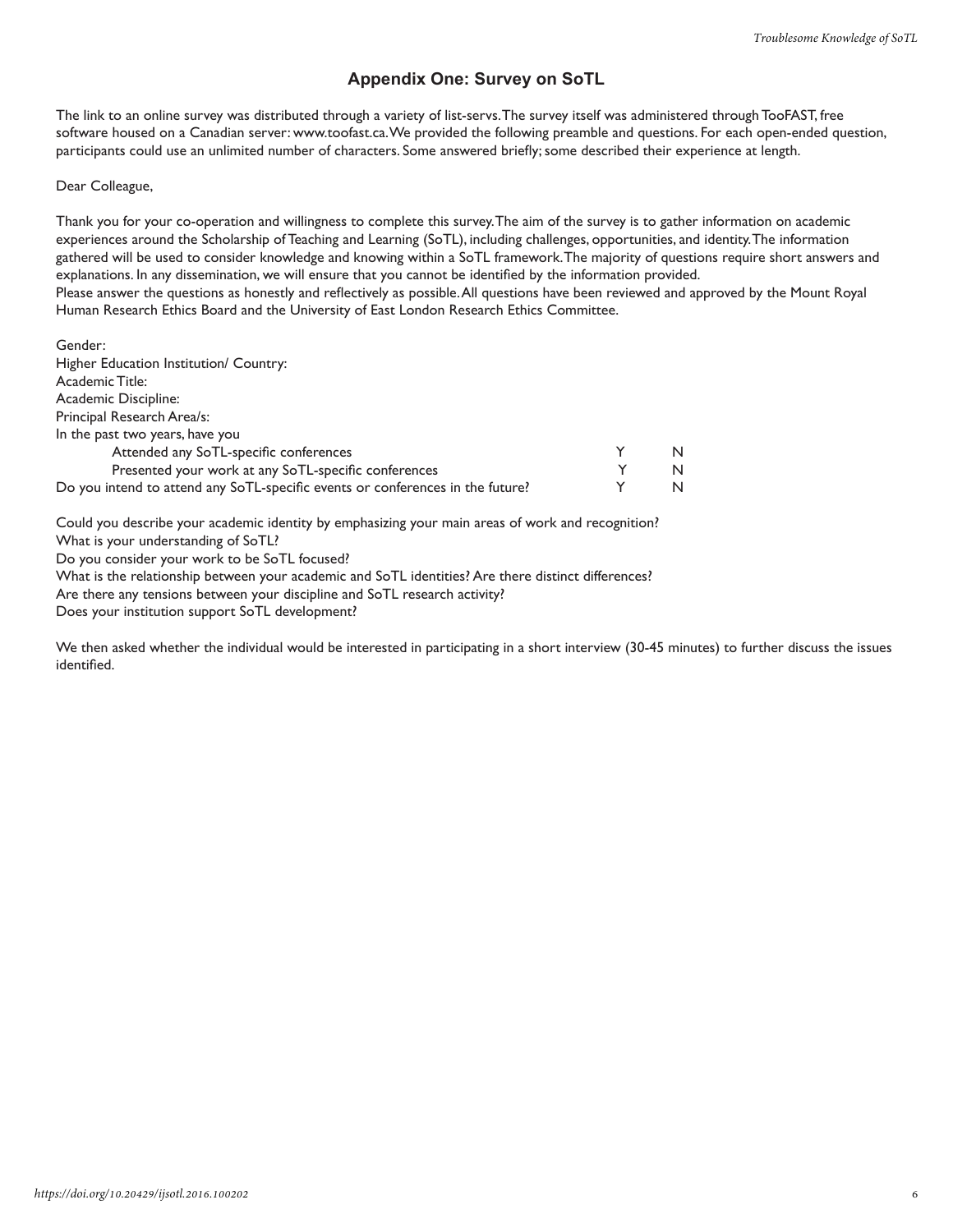## Appendix One: Survey on SoTL

The link to an online survey was distributed through a variety of list-servs. The survey itself was administered through TooFAST, free software housed on a Canadian server: www.toofast.ca. We provided the following preamble and questions. For each open-ended question, participants could use an unlimited number of characters. Some answered briefly; some described their experience at length.

Dear Colleague,

Thank you for your co-operation and willingness to complete this survey. The aim of the survey is to gather information on academic experiences around the Scholarship of Teaching and Learning (SoTL), including challenges, opportunities, and identity. The information gathered will be used to consider knowledge and knowing within a SoTL framework. The majority of questions require short answers and explanations. In any dissemination, we will ensure that you cannot be identified by the information provided.
Please answer the questions as honestly and reflectively as possible. All questions have been reviewed and approved by the Mount Royal Human Research Ethics Board and the University of East London Research Ethics Committee.

Gender:
Higher Education Institution/ Country:
Academic Title:
Academic Discipline:
Principal Research Area/s:
In the past two years, have you

| | | |
|---|---|---|
| Attended any SoTL-specific conferences | Y | N |
| Presented your work at any SoTL-specific conferences | Y | N |
| Do you intend to attend any SoTL-specific events or conferences in the future? | Y | N |

Could you describe your academic identity by emphasizing your main areas of work and recognition?
What is your understanding of SoTL?
Do you consider your work to be SoTL focused?
What is the relationship between your academic and SoTL identities? Are there distinct differences?
Are there any tensions between your discipline and SoTL research activity?
Does your institution support SoTL development?

We then asked whether the individual would be interested in participating in a short interview (30-45 minutes) to further discuss the issues identified.